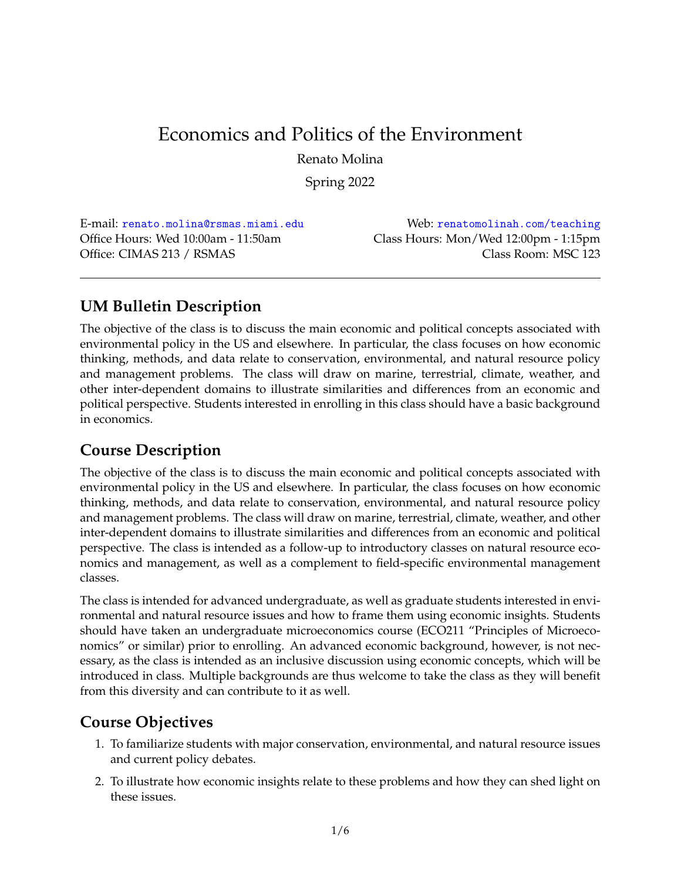# Economics and Politics of the Environment

Renato Molina

Spring 2022

E-mail: renato.molina@rsmas.miami.edu
Office Hours: Wed 10:00am - 11:50am
Office: CIMAS 213 / RSMAS

Web: renatomolinah.com/teaching
Class Hours: Mon/Wed 12:00pm - 1:15pm
Class Room: MSC 123

---

## UM Bulletin Description

The objective of the class is to discuss the main economic and political concepts associated with environmental policy in the US and elsewhere. In particular, the class focuses on how economic thinking, methods, and data relate to conservation, environmental, and natural resource policy and management problems. The class will draw on marine, terrestrial, climate, weather, and other inter-dependent domains to illustrate similarities and differences from an economic and political perspective. Students interested in enrolling in this class should have a basic background in economics.

## Course Description

The objective of the class is to discuss the main economic and political concepts associated with environmental policy in the US and elsewhere. In particular, the class focuses on how economic thinking, methods, and data relate to conservation, environmental, and natural resource policy and management problems. The class will draw on marine, terrestrial, climate, weather, and other inter-dependent domains to illustrate similarities and differences from an economic and political perspective. The class is intended as a follow-up to introductory classes on natural resource economics and management, as well as a complement to field-specific environmental management classes.

The class is intended for advanced undergraduate, as well as graduate students interested in environmental and natural resource issues and how to frame them using economic insights. Students should have taken an undergraduate microeconomics course (ECO211 "Principles of Microeconomics" or similar) prior to enrolling. An advanced economic background, however, is not necessary, as the class is intended as an inclusive discussion using economic concepts, which will be introduced in class. Multiple backgrounds are thus welcome to take the class as they will benefit from this diversity and can contribute to it as well.

## Course Objectives

1. To familiarize students with major conservation, environmental, and natural resource issues and current policy debates.
2. To illustrate how economic insights relate to these problems and how they can shed light on these issues.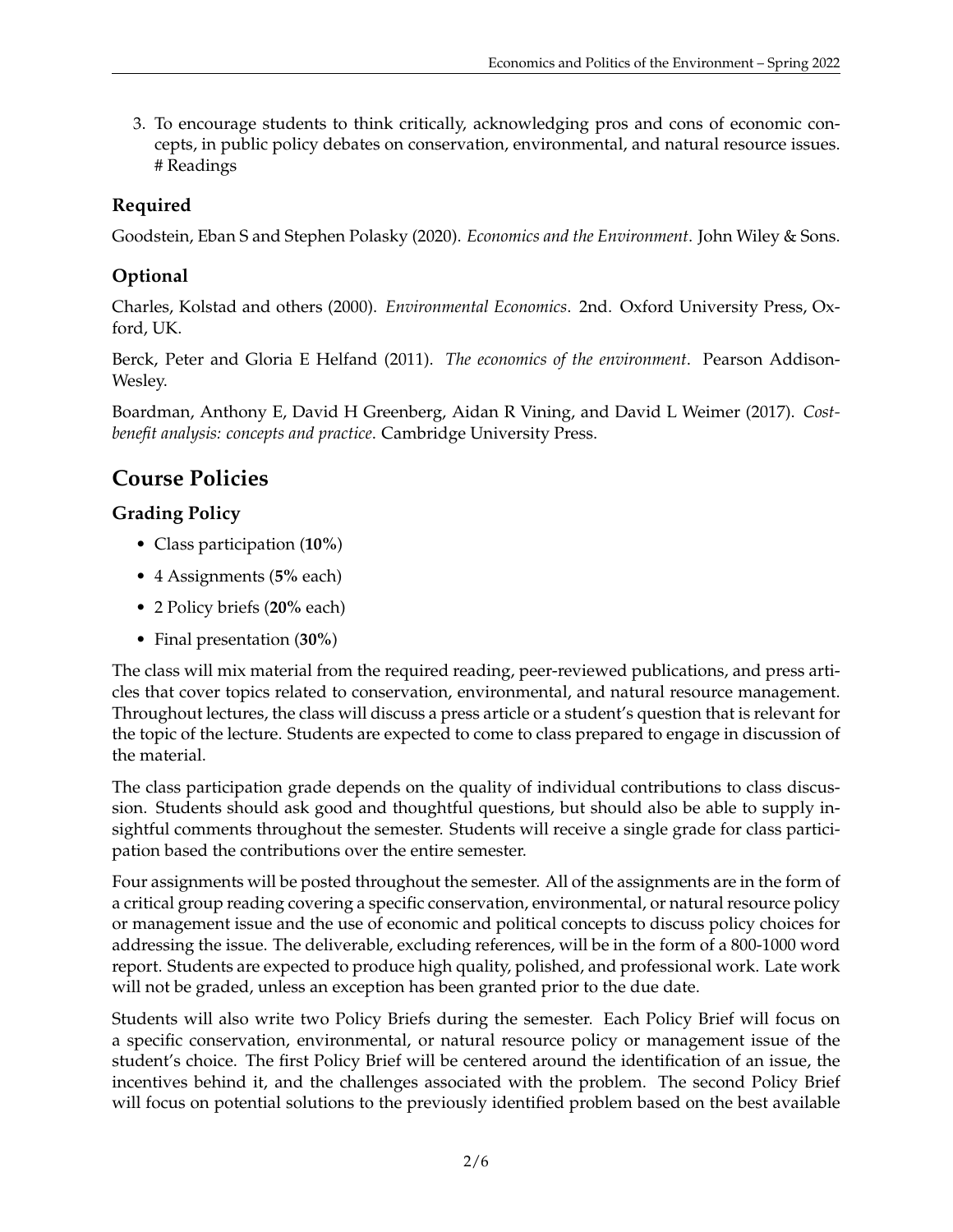3. To encourage students to think critically, acknowledging pros and cons of economic concepts, in public policy debates on conservation, environmental, and natural resource issues. # Readings

### Required

Goodstein, Eban S and Stephen Polasky (2020). *Economics and the Environment*. John Wiley & Sons.

### Optional

Charles, Kolstad and others (2000). *Environmental Economics*. 2nd. Oxford University Press, Oxford, UK.

Berck, Peter and Gloria E Helfand (2011). *The economics of the environment*. Pearson Addison-Wesley.

Boardman, Anthony E, David H Greenberg, Aidan R Vining, and David L Weimer (2017). *Cost-benefit analysis: concepts and practice*. Cambridge University Press.

## Course Policies

### Grading Policy

- Class participation (**10%**)
- 4 Assignments (**5%** each)
- 2 Policy briefs (**20%** each)
- Final presentation (**30%**)

The class will mix material from the required reading, peer-reviewed publications, and press articles that cover topics related to conservation, environmental, and natural resource management. Throughout lectures, the class will discuss a press article or a student's question that is relevant for the topic of the lecture. Students are expected to come to class prepared to engage in discussion of the material.

The class participation grade depends on the quality of individual contributions to class discussion. Students should ask good and thoughtful questions, but should also be able to supply insightful comments throughout the semester. Students will receive a single grade for class participation based the contributions over the entire semester.

Four assignments will be posted throughout the semester. All of the assignments are in the form of a critical group reading covering a specific conservation, environmental, or natural resource policy or management issue and the use of economic and political concepts to discuss policy choices for addressing the issue. The deliverable, excluding references, will be in the form of a 800-1000 word report. Students are expected to produce high quality, polished, and professional work. Late work will not be graded, unless an exception has been granted prior to the due date.

Students will also write two Policy Briefs during the semester. Each Policy Brief will focus on a specific conservation, environmental, or natural resource policy or management issue of the student's choice. The first Policy Brief will be centered around the identification of an issue, the incentives behind it, and the challenges associated with the problem. The second Policy Brief will focus on potential solutions to the previously identified problem based on the best available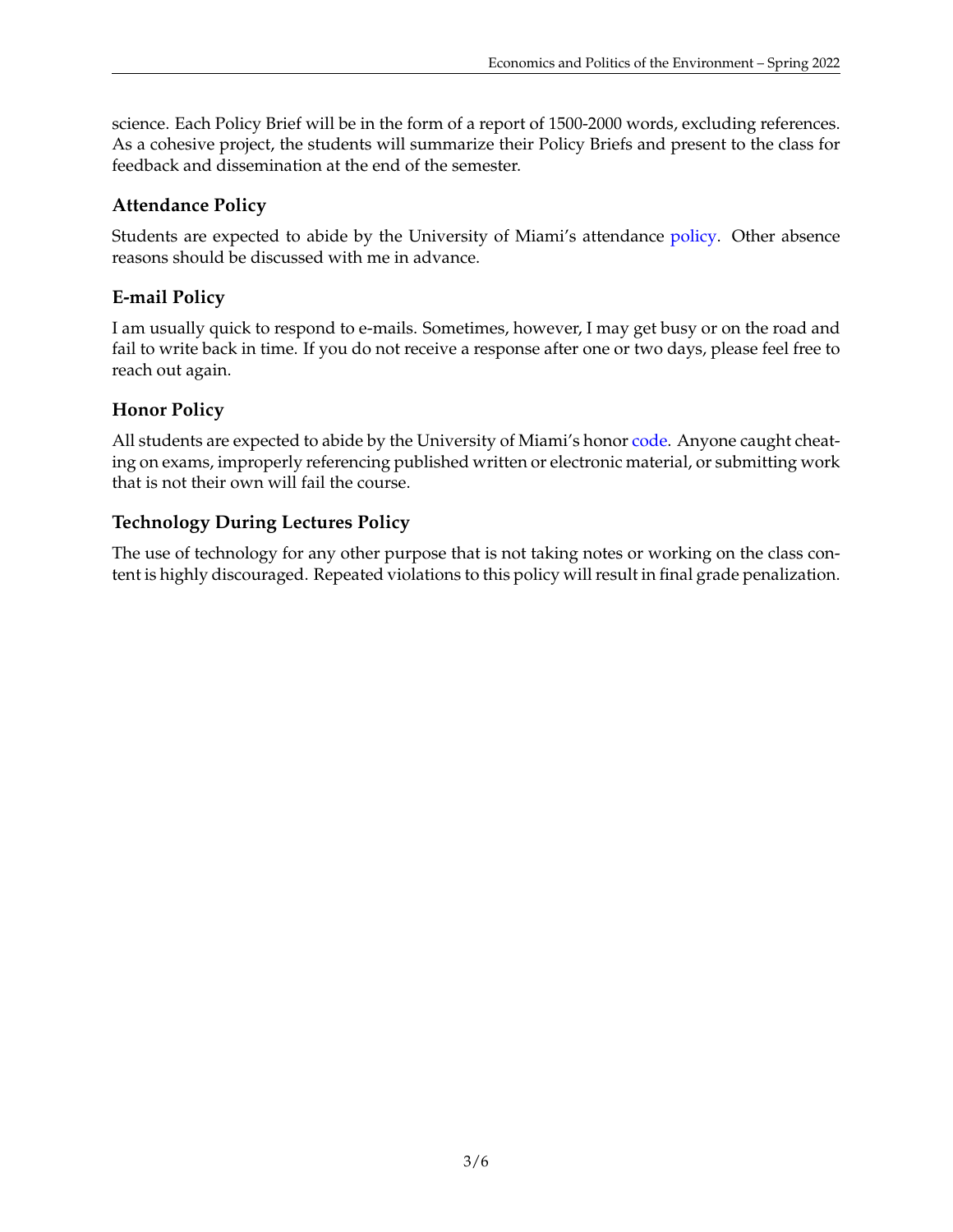science. Each Policy Brief will be in the form of a report of 1500-2000 words, excluding references. As a cohesive project, the students will summarize their Policy Briefs and present to the class for feedback and dissemination at the end of the semester.

### Attendance Policy

Students are expected to abide by the University of Miami's attendance policy. Other absence reasons should be discussed with me in advance.

### E-mail Policy

I am usually quick to respond to e-mails. Sometimes, however, I may get busy or on the road and fail to write back in time. If you do not receive a response after one or two days, please feel free to reach out again.

### Honor Policy

All students are expected to abide by the University of Miami's honor code. Anyone caught cheating on exams, improperly referencing published written or electronic material, or submitting work that is not their own will fail the course.

### Technology During Lectures Policy

The use of technology for any other purpose that is not taking notes or working on the class content is highly discouraged. Repeated violations to this policy will result in final grade penalization.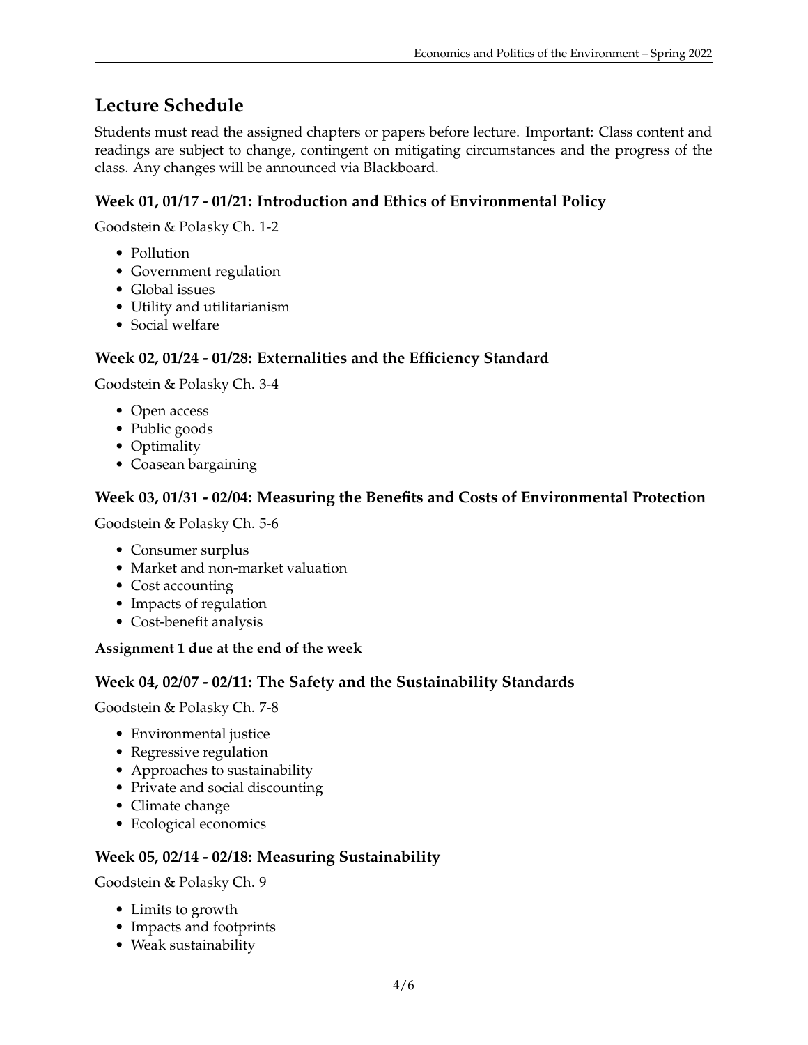## Lecture Schedule

Students must read the assigned chapters or papers before lecture. Important: Class content and readings are subject to change, contingent on mitigating circumstances and the progress of the class. Any changes will be announced via Blackboard.

### Week 01, 01/17 - 01/21: Introduction and Ethics of Environmental Policy

Goodstein & Polasky Ch. 1-2

- Pollution
- Government regulation
- Global issues
- Utility and utilitarianism
- Social welfare

### Week 02, 01/24 - 01/28: Externalities and the Efficiency Standard

Goodstein & Polasky Ch. 3-4

- Open access
- Public goods
- Optimality
- Coasean bargaining

### Week 03, 01/31 - 02/04: Measuring the Benefits and Costs of Environmental Protection

Goodstein & Polasky Ch. 5-6

- Consumer surplus
- Market and non-market valuation
- Cost accounting
- Impacts of regulation
- Cost-benefit analysis

**Assignment 1 due at the end of the week**

### Week 04, 02/07 - 02/11: The Safety and the Sustainability Standards

Goodstein & Polasky Ch. 7-8

- Environmental justice
- Regressive regulation
- Approaches to sustainability
- Private and social discounting
- Climate change
- Ecological economics

### Week 05, 02/14 - 02/18: Measuring Sustainability

Goodstein & Polasky Ch. 9

- Limits to growth
- Impacts and footprints
- Weak sustainability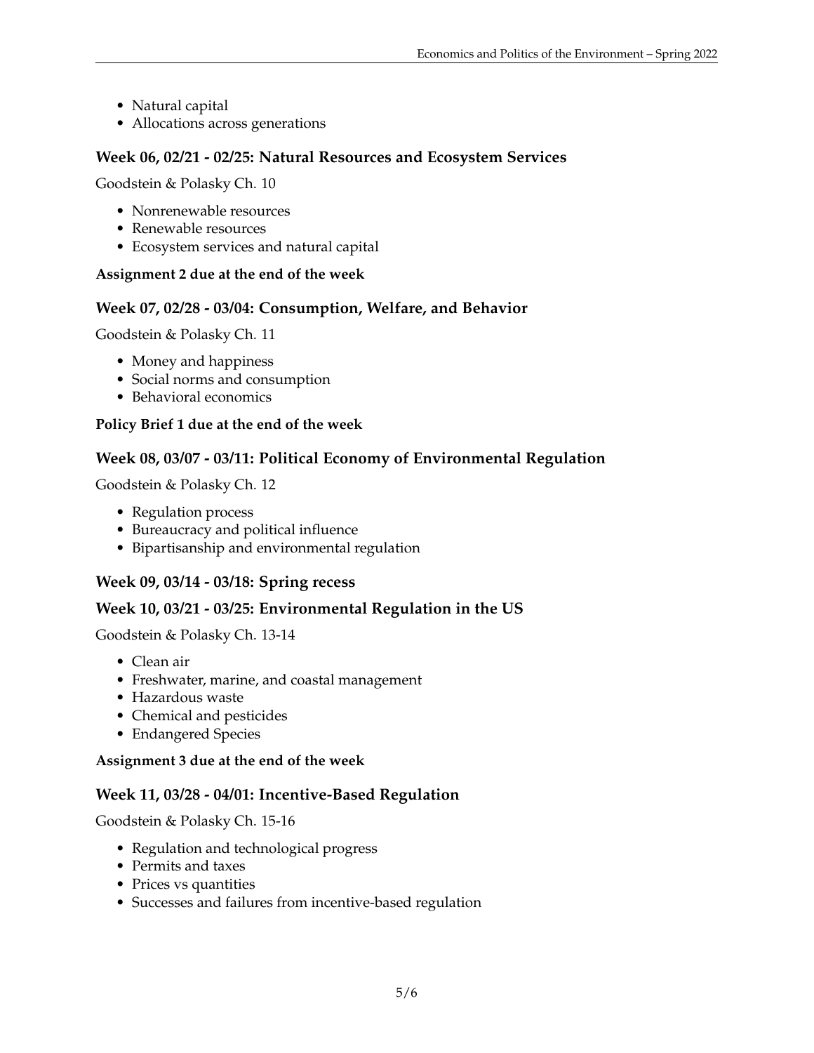- Natural capital
- Allocations across generations

### Week 06, 02/21 - 02/25: Natural Resources and Ecosystem Services

Goodstein & Polasky Ch. 10

- Nonrenewable resources
- Renewable resources
- Ecosystem services and natural capital

**Assignment 2 due at the end of the week**

### Week 07, 02/28 - 03/04: Consumption, Welfare, and Behavior

Goodstein & Polasky Ch. 11

- Money and happiness
- Social norms and consumption
- Behavioral economics

**Policy Brief 1 due at the end of the week**

### Week 08, 03/07 - 03/11: Political Economy of Environmental Regulation

Goodstein & Polasky Ch. 12

- Regulation process
- Bureaucracy and political influence
- Bipartisanship and environmental regulation

### Week 09, 03/14 - 03/18: Spring recess

### Week 10, 03/21 - 03/25: Environmental Regulation in the US

Goodstein & Polasky Ch. 13-14

- Clean air
- Freshwater, marine, and coastal management
- Hazardous waste
- Chemical and pesticides
- Endangered Species

**Assignment 3 due at the end of the week**

### Week 11, 03/28 - 04/01: Incentive-Based Regulation

Goodstein & Polasky Ch. 15-16

- Regulation and technological progress
- Permits and taxes
- Prices vs quantities
- Successes and failures from incentive-based regulation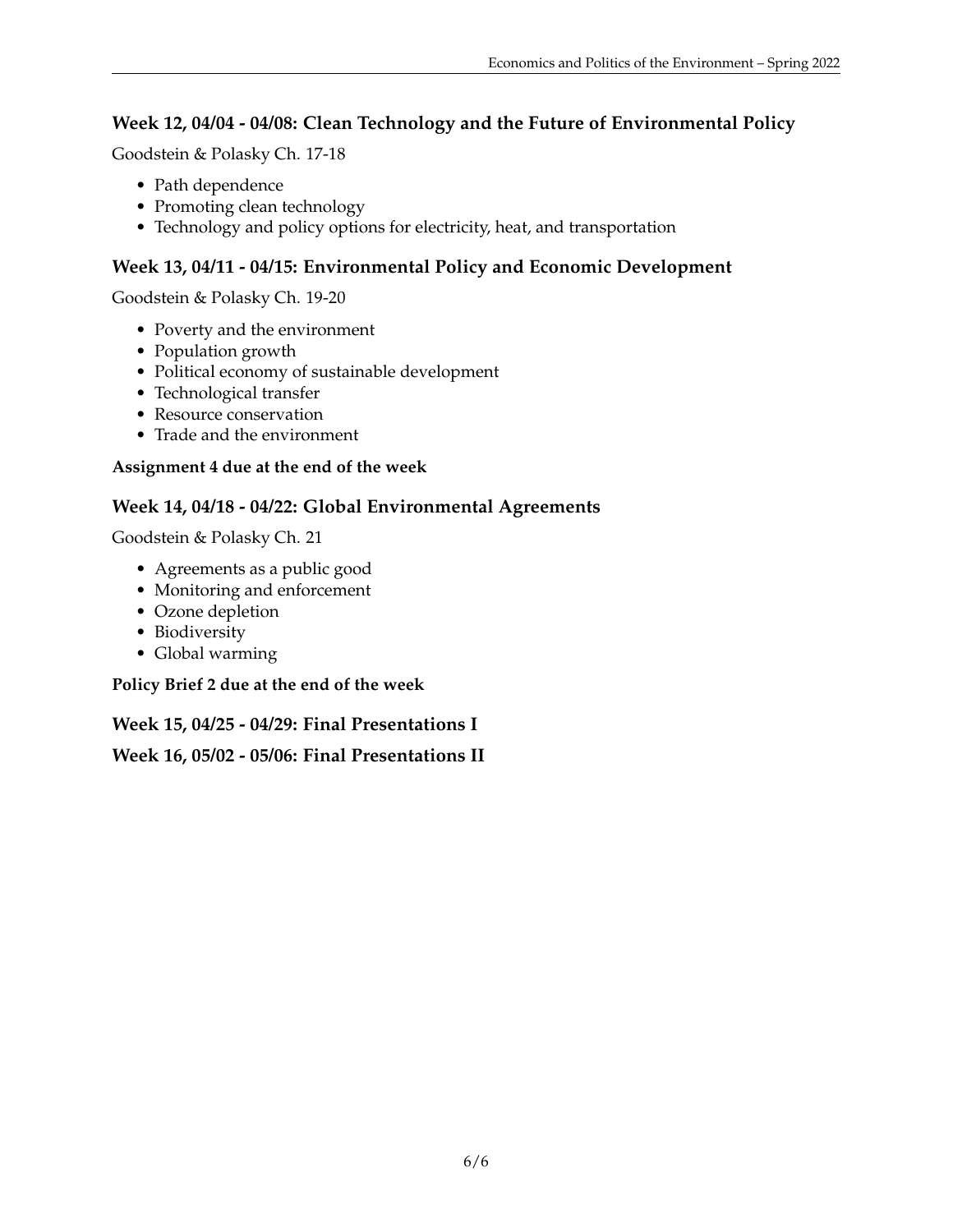### Week 12, 04/04 - 04/08: Clean Technology and the Future of Environmental Policy

Goodstein & Polasky Ch. 17-18

- Path dependence
- Promoting clean technology
- Technology and policy options for electricity, heat, and transportation

### Week 13, 04/11 - 04/15: Environmental Policy and Economic Development

Goodstein & Polasky Ch. 19-20

- Poverty and the environment
- Population growth
- Political economy of sustainable development
- Technological transfer
- Resource conservation
- Trade and the environment

**Assignment 4 due at the end of the week**

### Week 14, 04/18 - 04/22: Global Environmental Agreements

Goodstein & Polasky Ch. 21

- Agreements as a public good
- Monitoring and enforcement
- Ozone depletion
- Biodiversity
- Global warming

**Policy Brief 2 due at the end of the week**

### Week 15, 04/25 - 04/29: Final Presentations I

### Week 16, 05/02 - 05/06: Final Presentations II